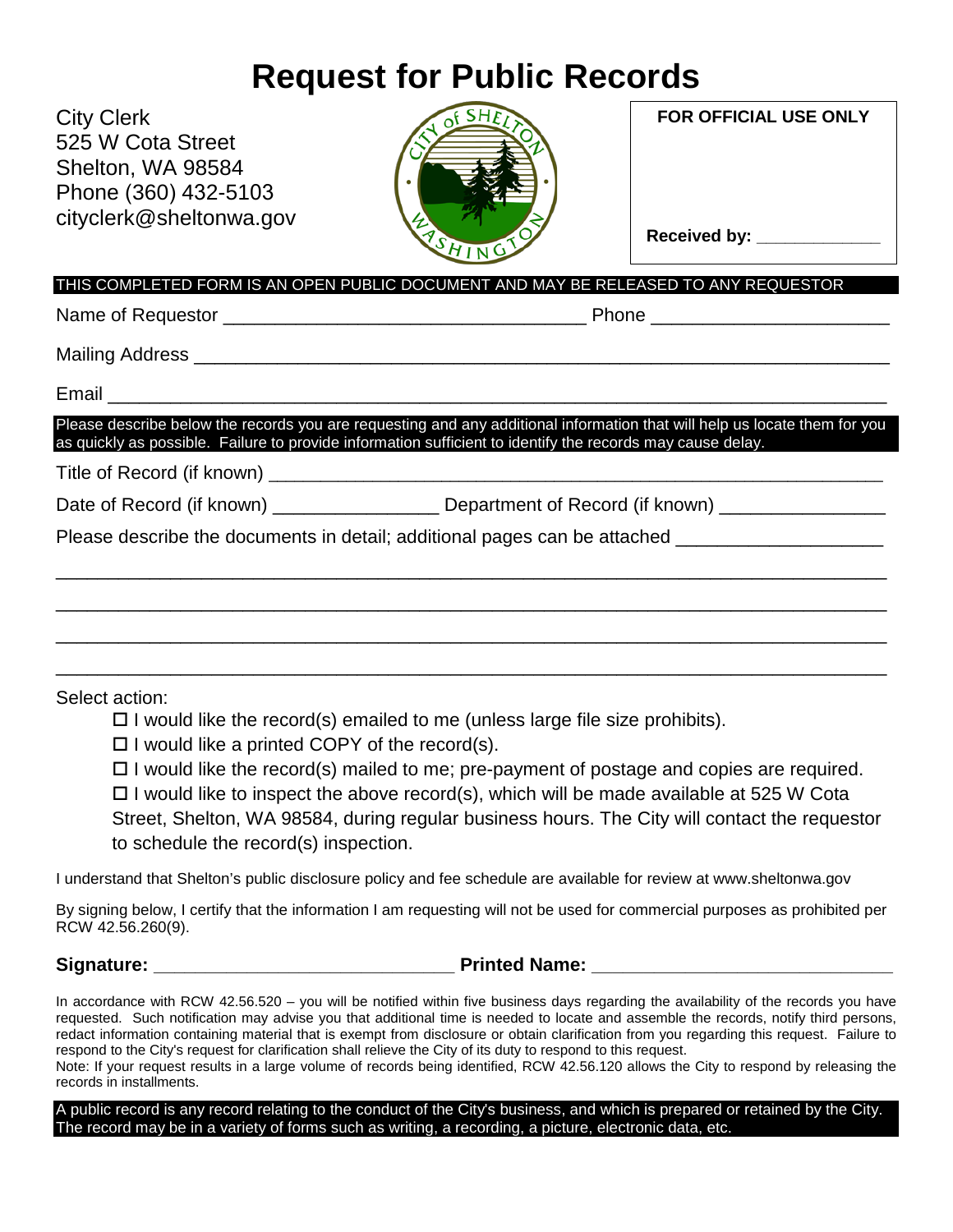# Request for Public Records

City Clerk
525 W Cota Street
Shelton, WA 98584
Phone (360) 432-5103
cityclerk@sheltonwa.gov

**FOR OFFICIAL USE ONLY**

**Received by:** _____________

THIS COMPLETED FORM IS AN OPEN PUBLIC DOCUMENT AND MAY BE RELEASED TO ANY REQUESTOR

Name of Requestor ___________________________________ Phone _______________________

Mailing Address ____________________________________________________________________

Email _____________________________________________________________________________

Please describe below the records you are requesting and any additional information that will help us locate them for you as quickly as possible. Failure to provide information sufficient to identify the records may cause delay.

Title of Record (if known) ___________________________________________________________

Date of Record (if known) ________________ Department of Record (if known) ________________

Please describe the documents in detail; additional pages can be attached ____________________

_______________________________________________________________________________

_______________________________________________________________________________

_______________________________________________________________________________

_______________________________________________________________________________

Select action:

- ☐ I would like the record(s) emailed to me (unless large file size prohibits).
- ☐ I would like a printed COPY of the record(s).
- ☐ I would like the record(s) mailed to me; pre-payment of postage and copies are required.
- ☐ I would like to inspect the above record(s), which will be made available at 525 W Cota Street, Shelton, WA 98584, during regular business hours. The City will contact the requestor to schedule the record(s) inspection.

I understand that Shelton's public disclosure policy and fee schedule are available for review at www.sheltonwa.gov

By signing below, I certify that the information I am requesting will not be used for commercial purposes as prohibited per RCW 42.56.260(9).

**Signature:** ______________________________ **Printed Name:** ______________________________

In accordance with RCW 42.56.520 – you will be notified within five business days regarding the availability of the records you have requested. Such notification may advise you that additional time is needed to locate and assemble the records, notify third persons, redact information containing material that is exempt from disclosure or obtain clarification from you regarding this request. Failure to respond to the City's request for clarification shall relieve the City of its duty to respond to this request.
Note: If your request results in a large volume of records being identified, RCW 42.56.120 allows the City to respond by releasing the records in installments.

A public record is any record relating to the conduct of the City's business, and which is prepared or retained by the City. The record may be in a variety of forms such as writing, a recording, a picture, electronic data, etc.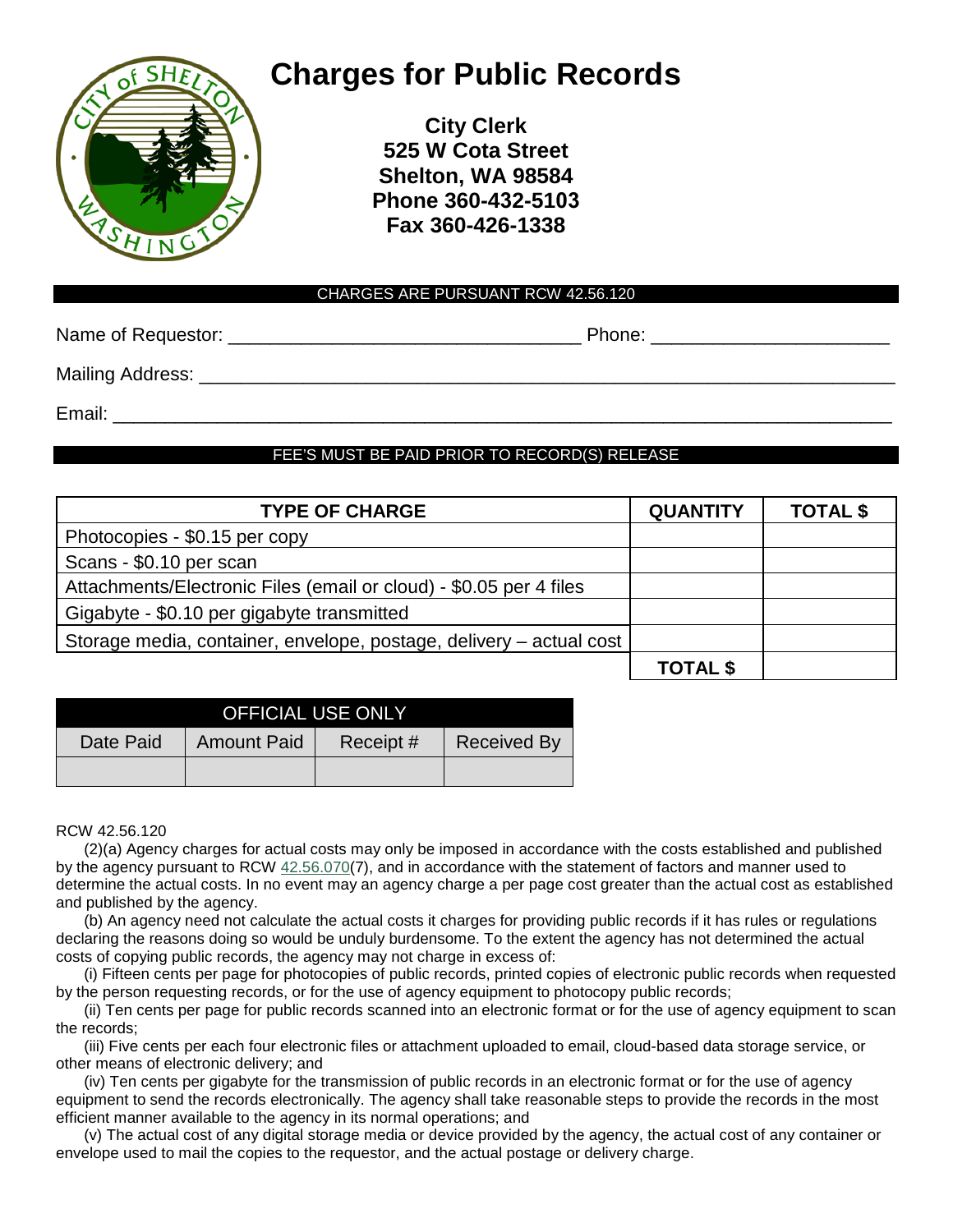# Charges for Public Records

**City Clerk**
**525 W Cota Street**
**Shelton, WA 98584**
**Phone 360-432-5103**
**Fax 360-426-1338**

CHARGES ARE PURSUANT RCW 42.56.120

Name of Requestor: ______________________________ Phone: ____________________

Mailing Address: ____________________________________________________________

Email: _____________________________________________________________________

FEE'S MUST BE PAID PRIOR TO RECORD(S) RELEASE

| TYPE OF CHARGE | QUANTITY | TOTAL $ |
|---|---|---|
| Photocopies - $0.15 per copy | | |
| Scans - $0.10 per scan | | |
| Attachments/Electronic Files (email or cloud) - $0.05 per 4 files | | |
| Gigabyte - $0.10 per gigabyte transmitted | | |
| Storage media, container, envelope, postage, delivery – actual cost | | |
| | **TOTAL $** | |

| OFFICIAL USE ONLY | | | |
|---|---|---|---|
| Date Paid | Amount Paid | Receipt # | Received By |
| | | | |

RCW 42.56.120

(2)(a) Agency charges for actual costs may only be imposed in accordance with the costs established and published by the agency pursuant to RCW 42.56.070(7), and in accordance with the statement of factors and manner used to determine the actual costs. In no event may an agency charge a per page cost greater than the actual cost as established and published by the agency.

(b) An agency need not calculate the actual costs it charges for providing public records if it has rules or regulations declaring the reasons doing so would be unduly burdensome. To the extent the agency has not determined the actual costs of copying public records, the agency may not charge in excess of:

(i) Fifteen cents per page for photocopies of public records, printed copies of electronic public records when requested by the person requesting records, or for the use of agency equipment to photocopy public records;

(ii) Ten cents per page for public records scanned into an electronic format or for the use of agency equipment to scan the records;

(iii) Five cents per each four electronic files or attachment uploaded to email, cloud-based data storage service, or other means of electronic delivery; and

(iv) Ten cents per gigabyte for the transmission of public records in an electronic format or for the use of agency equipment to send the records electronically. The agency shall take reasonable steps to provide the records in the most efficient manner available to the agency in its normal operations; and

(v) The actual cost of any digital storage media or device provided by the agency, the actual cost of any container or envelope used to mail the copies to the requestor, and the actual postage or delivery charge.